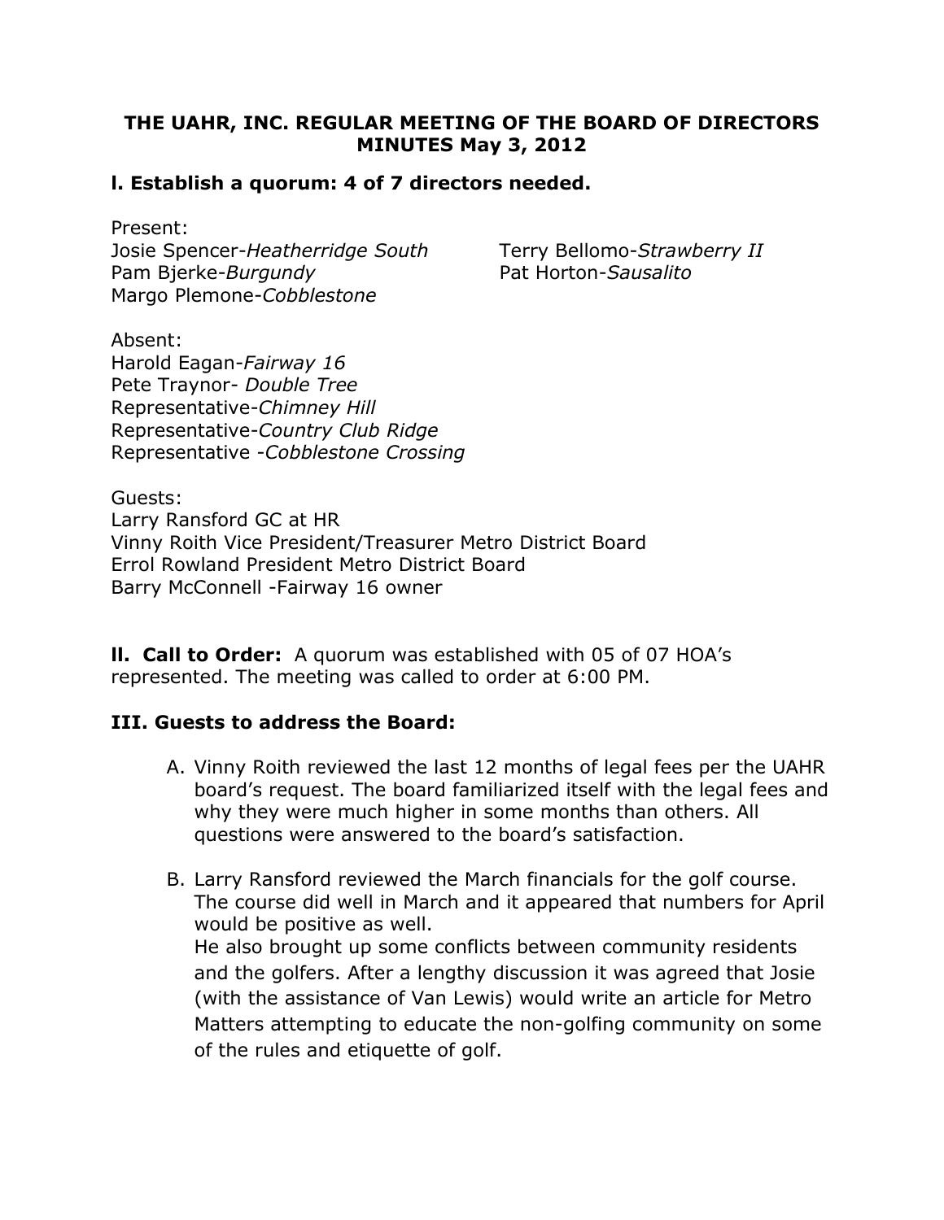# THE UAHR, INC. REGULAR MEETING OF THE BOARD OF DIRECTORS MINUTES May 3, 2012

## I. Establish a quorum: 4 of 7 directors needed.

Present:
Josie Spencer-*Heatherridge South*
Terry Bellomo-*Strawberry II*
Pam Bjerke-*Burgundy*
Pat Horton-*Sausalito*
Margo Plemone-*Cobblestone*

Absent:
Harold Eagan-*Fairway 16*
Pete Traynor- *Double Tree*
Representative-*Chimney Hill*
Representative-*Country Club Ridge*
Representative -*Cobblestone Crossing*

Guests:
Larry Ransford GC at HR
Vinny Roith Vice President/Treasurer Metro District Board
Errol Rowland President Metro District Board
Barry McConnell -Fairway 16 owner

**II. Call to Order:** A quorum was established with 05 of 07 HOA's represented. The meeting was called to order at 6:00 PM.

## III. Guests to address the Board:

A. Vinny Roith reviewed the last 12 months of legal fees per the UAHR board's request. The board familiarized itself with the legal fees and why they were much higher in some months than others. All questions were answered to the board's satisfaction.

B. Larry Ransford reviewed the March financials for the golf course. The course did well in March and it appeared that numbers for April would be positive as well.
He also brought up some conflicts between community residents and the golfers. After a lengthy discussion it was agreed that Josie (with the assistance of Van Lewis) would write an article for Metro Matters attempting to educate the non-golfing community on some of the rules and etiquette of golf.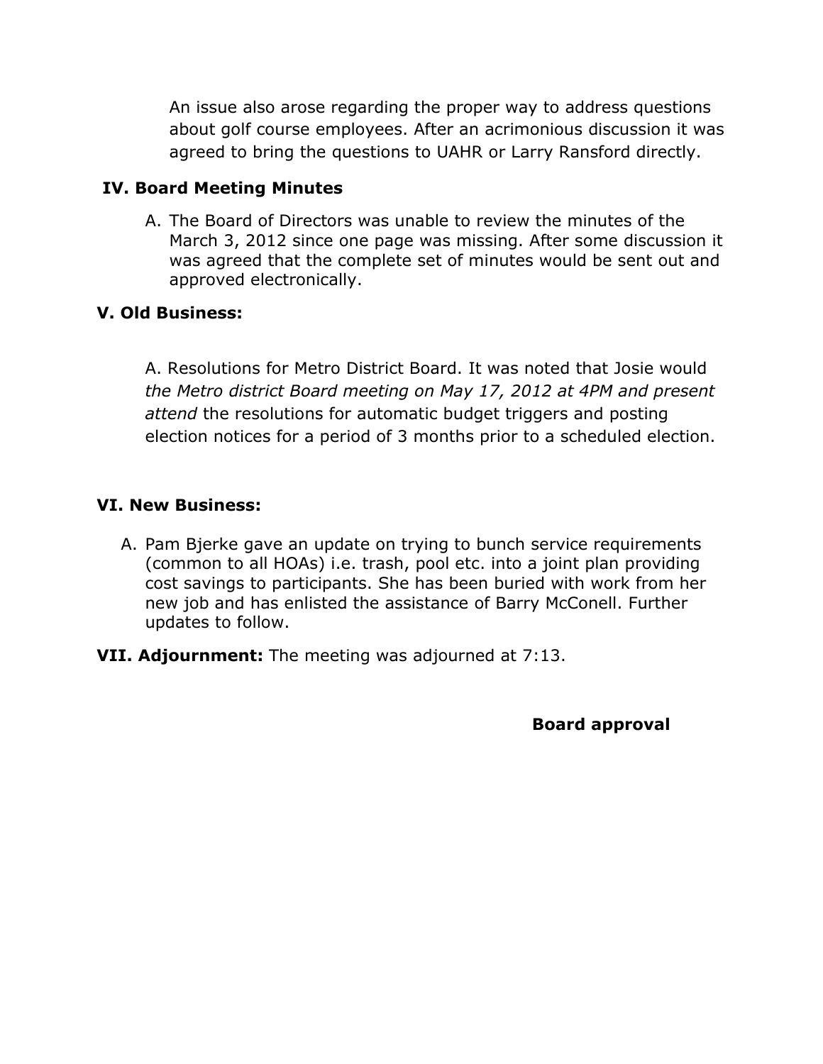An issue also arose regarding the proper way to address questions about golf course employees. After an acrimonious discussion it was agreed to bring the questions to UAHR or Larry Ransford directly.

### IV. Board Meeting Minutes

A. The Board of Directors was unable to review the minutes of the March 3, 2012 since one page was missing. After some discussion it was agreed that the complete set of minutes would be sent out and approved electronically.

### V. Old Business:

A. Resolutions for Metro District Board. It was noted that Josie would *the Metro district Board meeting on May 17, 2012 at 4PM and present attend* the resolutions for automatic budget triggers and posting election notices for a period of 3 months prior to a scheduled election.

### VI. New Business:

A. Pam Bjerke gave an update on trying to bunch service requirements (common to all HOAs) i.e. trash, pool etc. into a joint plan providing cost savings to participants. She has been buried with work from her new job and has enlisted the assistance of Barry McConell. Further updates to follow.

**VII. Adjournment:** The meeting was adjourned at 7:13.

**Board approval**